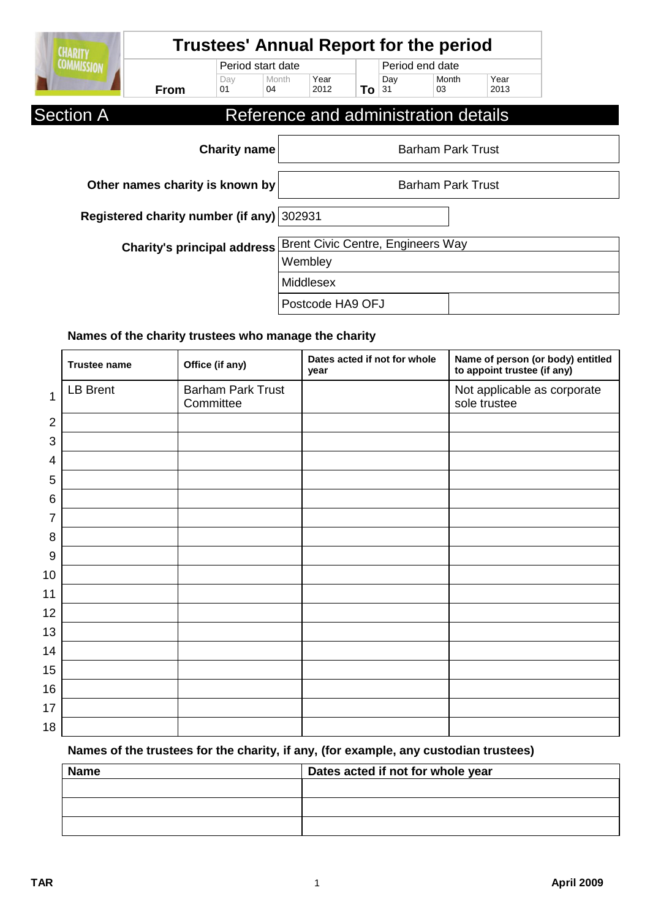# Trustees' Annual Report for the period

| | Period start date | | | | Period end date | | |
|---|---|---|---|---|---|---|---|
| | Day | Month | Year | | Day | Month | Year |
| **From** | 01 | 04 | 2012 | **To** | 31 | 03 | 2013 |

## Section A Reference and administration details

**Charity name:** Barham Park Trust

**Other names charity is known by:** Barham Park Trust

**Registered charity number (if any):** 302931

**Charity's principal address:**
Brent Civic Centre, Engineers Way
Wembley
Middlesex
Postcode HA9 OFJ

### Names of the charity trustees who manage the charity

| | Trustee name | Office (if any) | Dates acted if not for whole year | Name of person (or body) entitled to appoint trustee (if any) |
|---|---|---|---|---|
| 1 | LB Brent | Barham Park Trust Committee | | Not applicable as corporate sole trustee |
| 2 | | | | |
| 3 | | | | |
| 4 | | | | |
| 5 | | | | |
| 6 | | | | |
| 7 | | | | |
| 8 | | | | |
| 9 | | | | |
| 10 | | | | |
| 11 | | | | |
| 12 | | | | |
| 13 | | | | |
| 14 | | | | |
| 15 | | | | |
| 16 | | | | |
| 17 | | | | |
| 18 | | | | |

### Names of the trustees for the charity, if any, (for example, any custodian trustees)

| Name | Dates acted if not for whole year |
|---|---|
| | |
| | |
| | |

**TAR** **April 2009**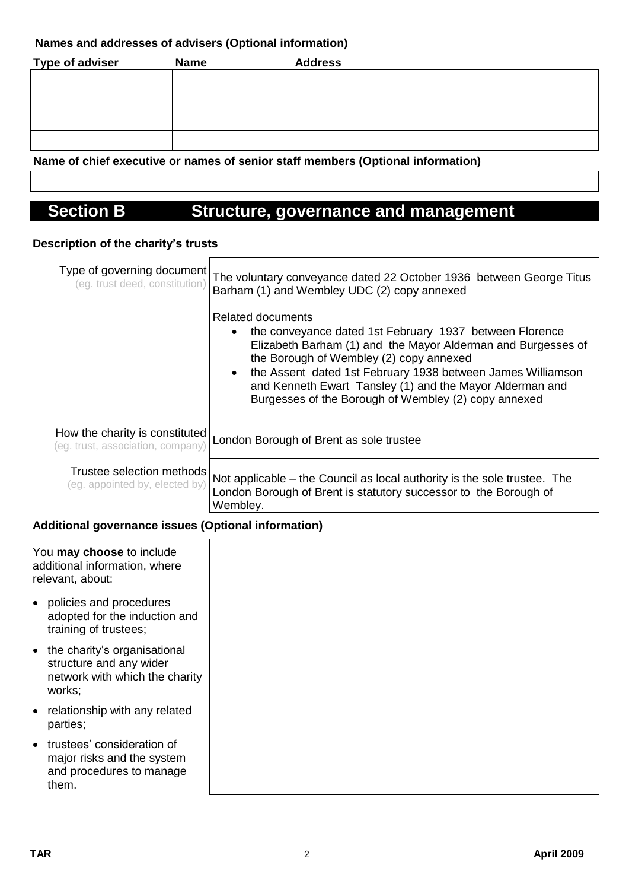**Names and addresses of advisers (Optional information)**

| Type of adviser | Name | Address |
|---|---|---|
| | | |
| | | |
| | | |
| | | |

**Name of chief executive or names of senior staff members (Optional information)**

| |
|---|
| |

## Section B Structure, governance and management

**Description of the charity's trusts**

| | |
|---|---|
| Type of governing document (eg. trust deed, constitution) | The voluntary conveyance dated 22 October 1936 between George Titus Barham (1) and Wembley UDC (2) copy annexed<br><br>Related documents<br>• the conveyance dated 1st February 1937 between Florence Elizabeth Barham (1) and the Mayor Alderman and Burgesses of the Borough of Wembley (2) copy annexed<br>• the Assent dated 1st February 1938 between James Williamson and Kenneth Ewart Tansley (1) and the Mayor Alderman and Burgesses of the Borough of Wembley (2) copy annexed |
| How the charity is constituted (eg. trust, association, company) | London Borough of Brent as sole trustee |
| Trustee selection methods (eg. appointed by, elected by) | Not applicable – the Council as local authority is the sole trustee. The London Borough of Brent is statutory successor to the Borough of Wembley. |

**Additional governance issues (Optional information)**

| | |
|---|---|
| You **may choose** to include additional information, where relevant, about:<br>• policies and procedures adopted for the induction and training of trustees;<br>• the charity's organisational structure and any wider network with which the charity works;<br>• relationship with any related parties;<br>• trustees' consideration of major risks and the system and procedures to manage them. | |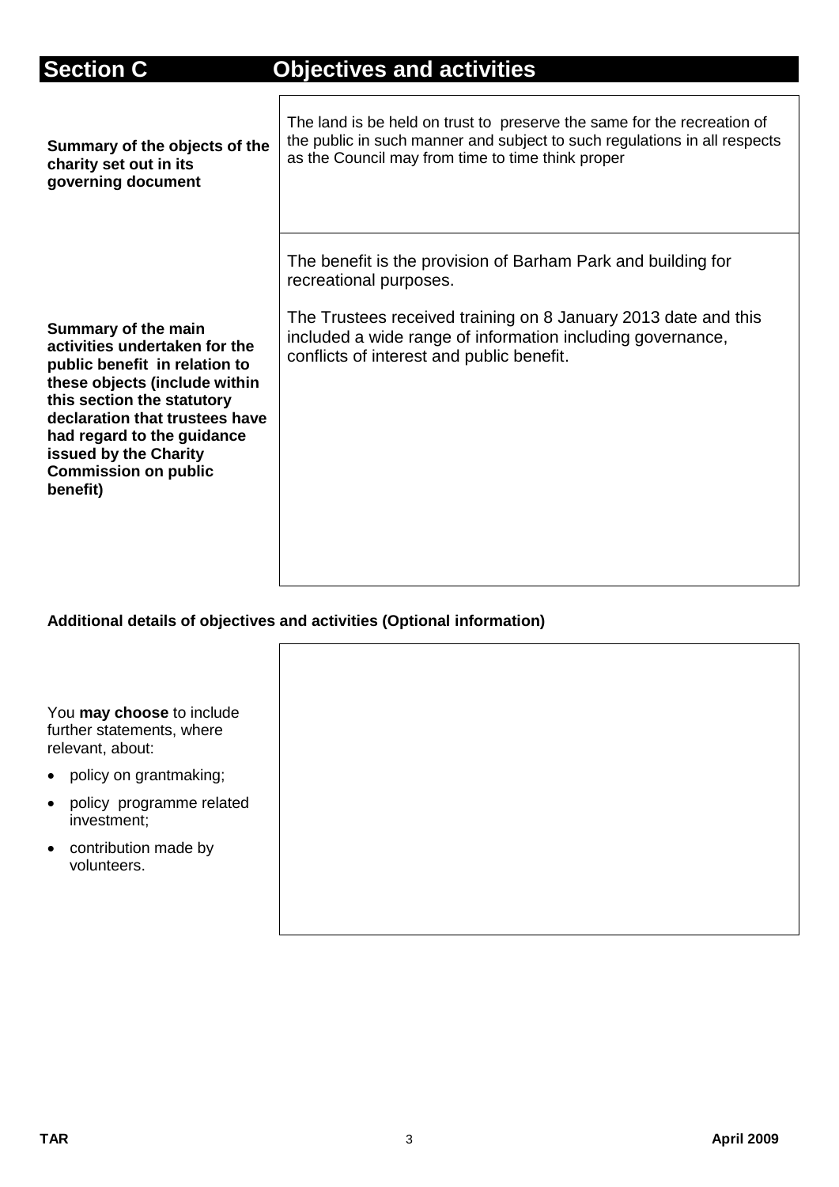## Section C Objectives and activities

| | |
|---|---|
| **Summary of the objects of the charity set out in its governing document** | The land is be held on trust to preserve the same for the recreation of the public in such manner and subject to such regulations in all respects as the Council may from time to time think proper |
| **Summary of the main activities undertaken for the public benefit in relation to these objects (include within this section the statutory declaration that trustees have had regard to the guidance issued by the Charity Commission on public benefit)** | The benefit is the provision of Barham Park and building for recreational purposes.<br><br>The Trustees received training on 8 January 2013 date and this included a wide range of information including governance, conflicts of interest and public benefit. |

**Additional details of objectives and activities (Optional information)**

| | |
|---|---|
| You **may choose** to include further statements, where relevant, about:<br>• policy on grantmaking;<br>• policy programme related investment;<br>• contribution made by volunteers. | |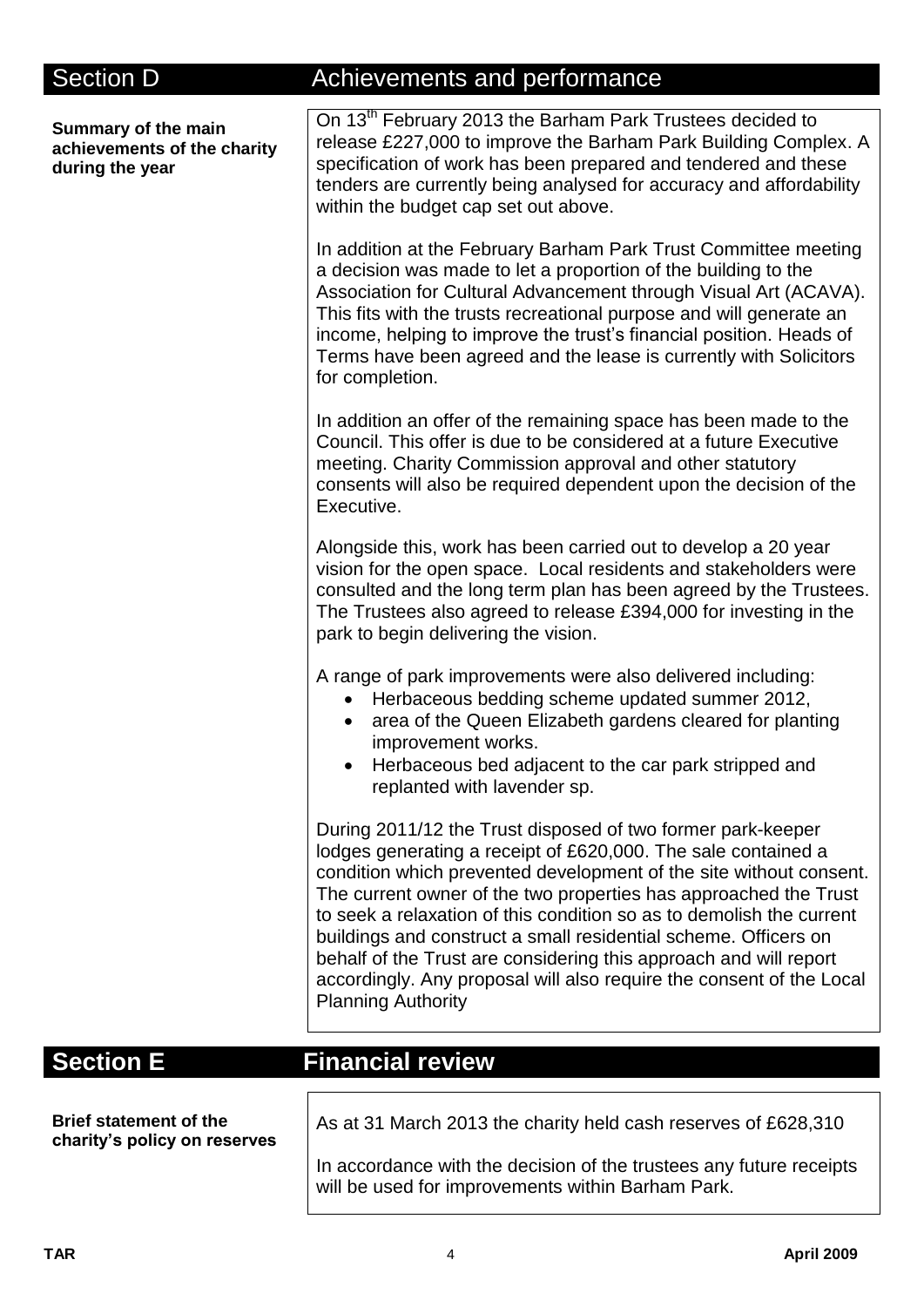## Section D Achievements and performance

**Summary of the main achievements of the charity during the year**

On 13th February 2013 the Barham Park Trustees decided to release £227,000 to improve the Barham Park Building Complex. A specification of work has been prepared and tendered and these tenders are currently being analysed for accuracy and affordability within the budget cap set out above.

In addition at the February Barham Park Trust Committee meeting a decision was made to let a proportion of the building to the Association for Cultural Advancement through Visual Art (ACAVA). This fits with the trusts recreational purpose and will generate an income, helping to improve the trust's financial position. Heads of Terms have been agreed and the lease is currently with Solicitors for completion.

In addition an offer of the remaining space has been made to the Council. This offer is due to be considered at a future Executive meeting. Charity Commission approval and other statutory consents will also be required dependent upon the decision of the Executive.

Alongside this, work has been carried out to develop a 20 year vision for the open space. Local residents and stakeholders were consulted and the long term plan has been agreed by the Trustees. The Trustees also agreed to release £394,000 for investing in the park to begin delivering the vision.

A range of park improvements were also delivered including:

- Herbaceous bedding scheme updated summer 2012,
- area of the Queen Elizabeth gardens cleared for planting improvement works.
- Herbaceous bed adjacent to the car park stripped and replanted with lavender sp.

During 2011/12 the Trust disposed of two former park-keeper lodges generating a receipt of £620,000. The sale contained a condition which prevented development of the site without consent. The current owner of the two properties has approached the Trust to seek a relaxation of this condition so as to demolish the current buildings and construct a small residential scheme. Officers on behalf of the Trust are considering this approach and will report accordingly. Any proposal will also require the consent of the Local Planning Authority

## Section E Financial review

**Brief statement of the charity's policy on reserves**

As at 31 March 2013 the charity held cash reserves of £628,310

In accordance with the decision of the trustees any future receipts will be used for improvements within Barham Park.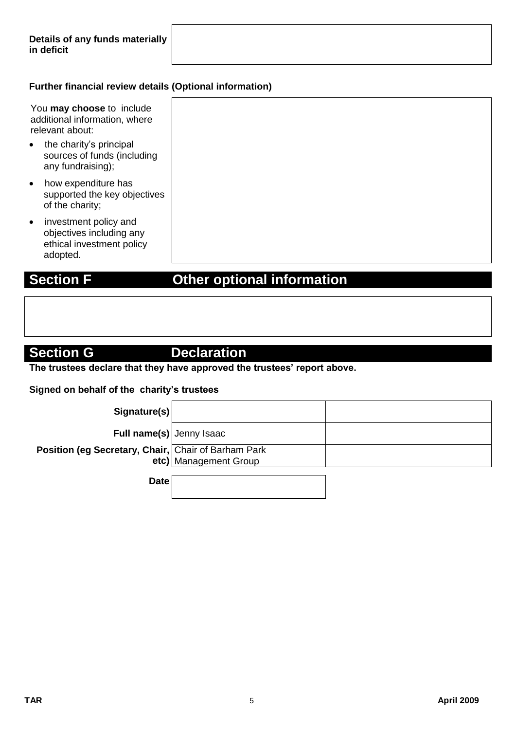| | |
|---|---|
| **Details of any funds materially in deficit** | |

**Further financial review details (Optional information)**

| | |
|---|---|
| You **may choose** to include additional information, where relevant about:<br>• the charity's principal sources of funds (including any fundraising);<br>• how expenditure has supported the key objectives of the charity;<br>• investment policy and objectives including any ethical investment policy adopted. | |

## Section F Other optional information

## Section G Declaration

**The trustees declare that they have approved the trustees' report above.**

**Signed on behalf of the charity's trustees**

| | | |
|---|---|---|
| **Signature(s)** | | |
| **Full name(s)** | Jenny Isaac | |
| **Position (eg Secretary, Chair, etc)** | Chair of Barham Park Management Group | |
| **Date** | | |